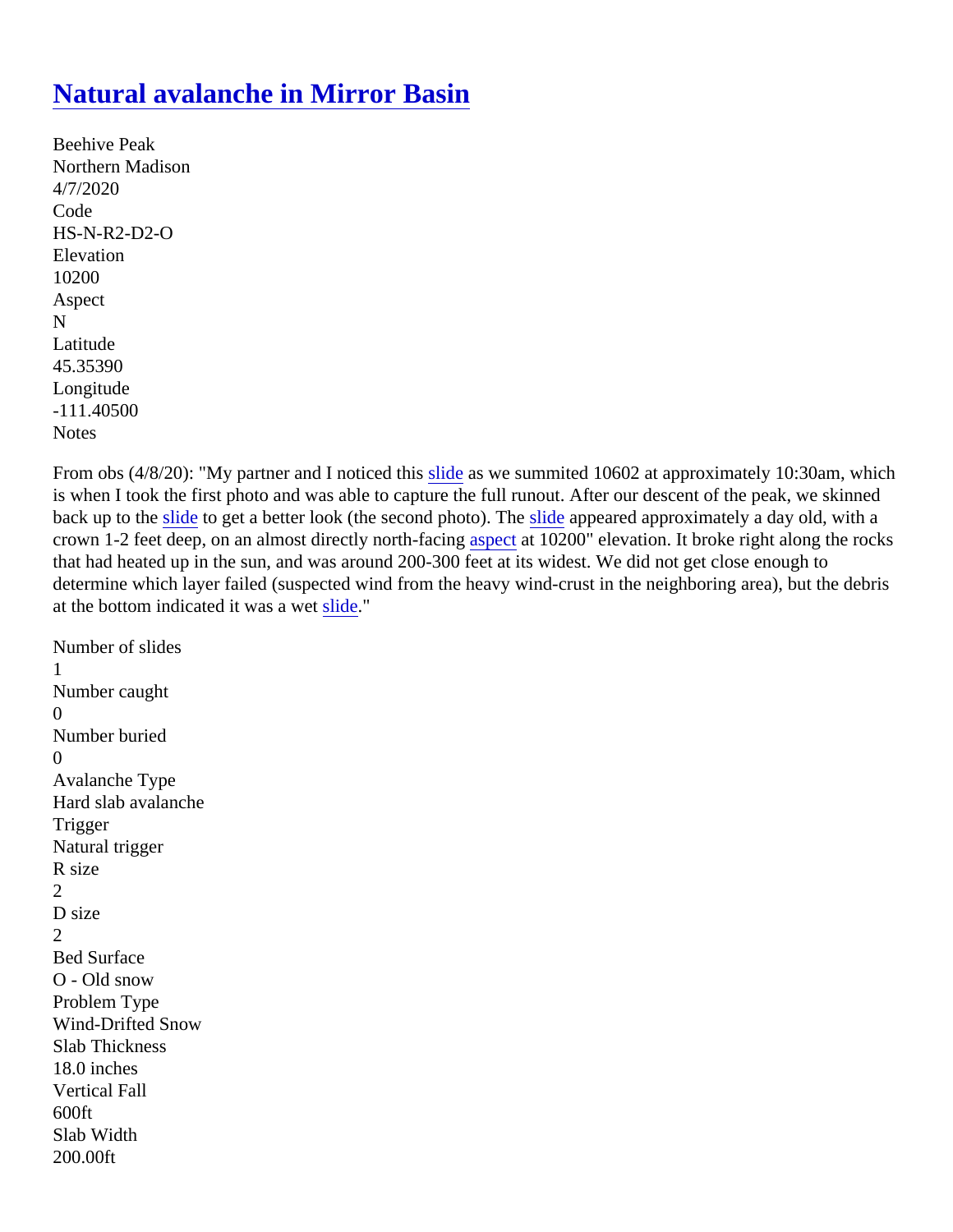# Natural avalanche in Mirror Basin

Beehive Peak
Northern Madison
4/7/2020
Code
HS-N-R2-D2-O
Elevation
10200
Aspect
N
Latitude
45.35390
Longitude
-111.40500
Notes

From obs (4/8/20): "My partner and I noticed this slide as we summited 10602 at approximately 10:30am, which is when I took the first photo and was able to capture the full runout. After our descent of the peak, we skinned back up to the slide to get a better look (the second photo). The slide appeared approximately a day old, with a crown 1-2 feet deep, on an almost directly north-facing aspect at 10200" elevation. It broke right along the rocks that had heated up in the sun, and was around 200-300 feet at its widest. We did not get close enough to determine which layer failed (suspected wind from the heavy wind-crust in the neighboring area), but the debris at the bottom indicated it was a wet slide."

Number of slides
1
Number caught
0
Number buried
0
Avalanche Type
Hard slab avalanche
Trigger
Natural trigger
R size
2
D size
2
Bed Surface
O - Old snow
Problem Type
Wind-Drifted Snow
Slab Thickness
18.0 inches
Vertical Fall
600ft
Slab Width
200.00ft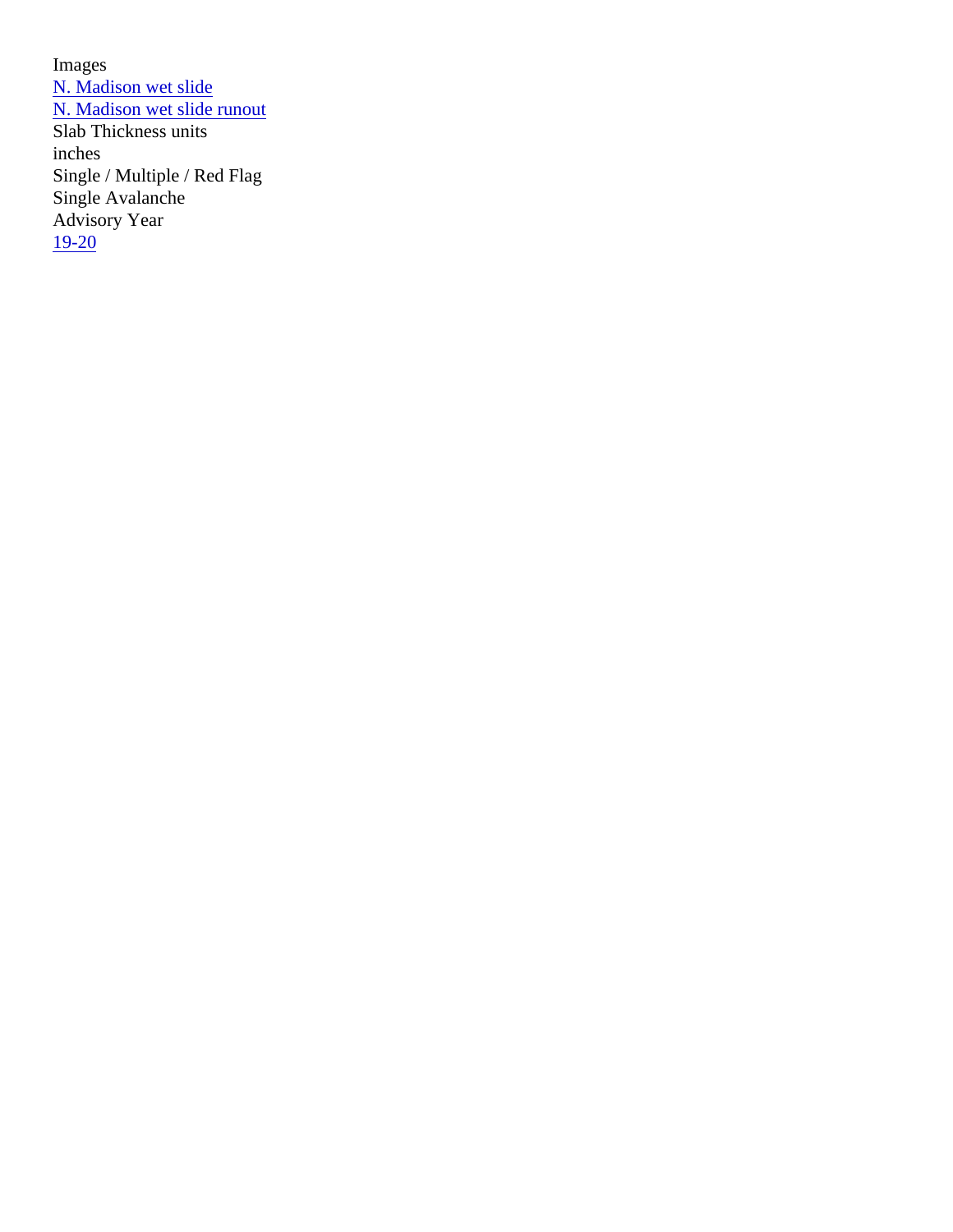Images
N. Madison wet slide
N. Madison wet slide runout
Slab Thickness units
inches
Single / Multiple / Red Flag
Single Avalanche
Advisory Year
19-20